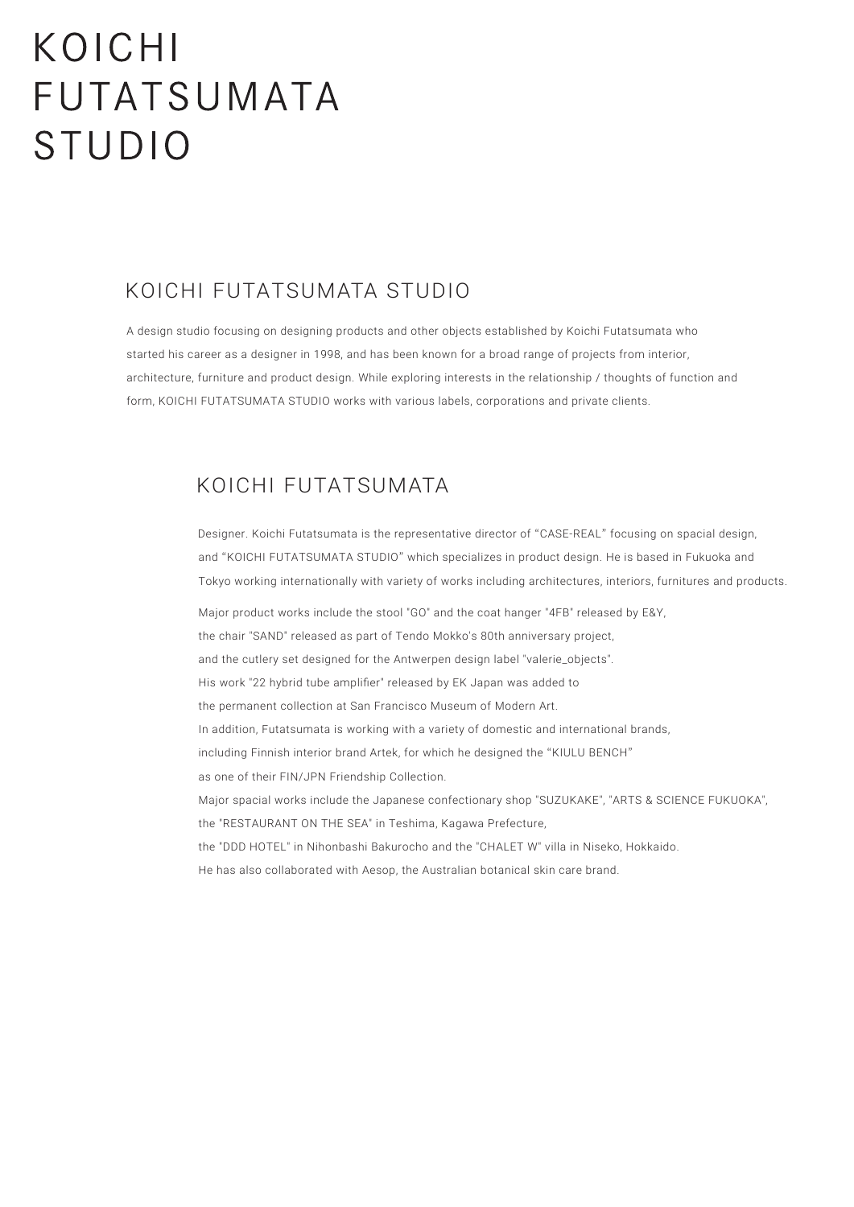# KOICHI FUTATSUMATA STUDIO

## KOICHI FUTATSUMATA STUDIO

A design studio focusing on designing products and other objects established by Koichi Futatsumata who started his career as a designer in 1998, and has been known for a broad range of projects from interior, architecture, furniture and product design. While exploring interests in the relationship / thoughts of function and form, KOICHI FUTATSUMATA STUDIO works with various labels, corporations and private clients.

## KOICHI FUTATSUMATA

Designer. Koichi Futatsumata is the representative director of "CASE-REAL" focusing on spacial design, and "KOICHI FUTATSUMATA STUDIO" which specializes in product design. He is based in Fukuoka and Tokyo working internationally with variety of works including architectures, interiors, furnitures and products.

Major product works include the stool "GO" and the coat hanger "4FB" released by E&Y, the chair "SAND" released as part of Tendo Mokko's 80th anniversary project, and the cutlery set designed for the Antwerpen design label "valerie_objects". His work "22 hybrid tube amplifier" released by EK Japan was added to the permanent collection at San Francisco Museum of Modern Art. In addition, Futatsumata is working with a variety of domestic and international brands, including Finnish interior brand Artek, for which he designed the "KIULU BENCH" as one of their FIN/JPN Friendship Collection. Major spacial works include the Japanese confectionary shop "SUZUKAKE", "ARTS & SCIENCE FUKUOKA", the "RESTAURANT ON THE SEA" in Teshima, Kagawa Prefecture, the "DDD HOTEL" in Nihonbashi Bakurocho and the "CHALET W" villa in Niseko, Hokkaido. He has also collaborated with Aesop, the Australian botanical skin care brand.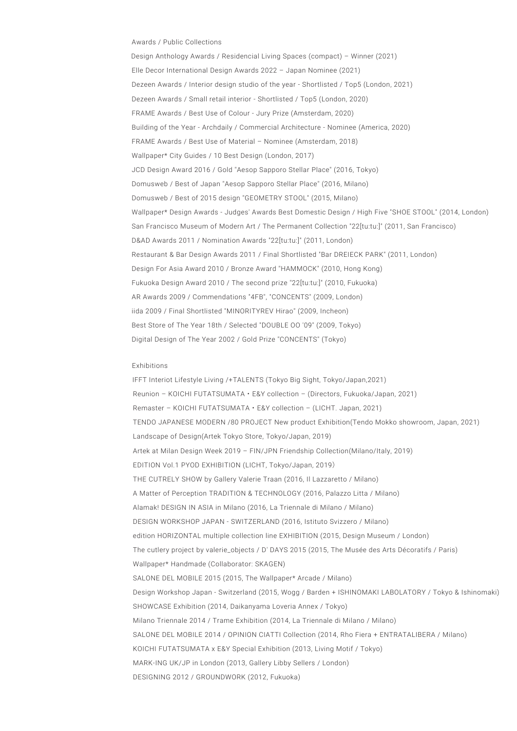## Awards / Public Collections

Design Anthology Awards / Residencial Living Spaces (compact) – Winner (2021)

Elle Decor International Design Awards 2022 – Japan Nominee (2021)

Dezeen Awards / Interior design studio of the year - Shortlisted / Top5 (London, 2021)

Dezeen Awards / Small retail interior - Shortlisted / Top5 (London, 2020)

FRAME Awards / Best Use of Colour - Jury Prize (Amsterdam, 2020)

Building of the Year - Archdaily / Commercial Architecture - Nominee (America, 2020)

FRAME Awards / Best Use of Material – Nominee (Amsterdam, 2018)

Wallpaper* City Guides / 10 Best Design (London, 2017)

JCD Design Award 2016 / Gold "Aesop Sapporo Stellar Place" (2016, Tokyo)

Domusweb / Best of Japan "Aesop Sapporo Stellar Place" (2016, Milano)

Domusweb / Best of 2015 design "GEOMETRY STOOL" (2015, Milano)

Wallpaper* Design Awards - Judges' Awards Best Domestic Design / High Five "SHOE STOOL" (2014, London)

San Francisco Museum of Modern Art / The Permanent Collection "22[tu:tu:]" (2011, San Francisco)

D&AD Awards 2011 / Nomination Awards "22[tu:tu:]" (2011, London)

Restaurant & Bar Design Awards 2011 / Final Shortlisted "Bar DREIECK PARK" (2011, London)

Design For Asia Award 2010 / Bronze Award "HAMMOCK" (2010, Hong Kong)

Fukuoka Design Award 2010 / The second prize "22[tu:tu:]" (2010, Fukuoka)

AR Awards 2009 / Commendations "4FB", "CONCENTS" (2009, London)

iida 2009 / Final Shortlisted "MINORITYREV Hirao" (2009, Incheon)

Best Store of The Year 18th / Selected "DOUBLE OO '09" (2009, Tokyo)

Digital Design of The Year 2002 / Gold Prize "CONCENTS" (Tokyo)

## Exhibitions

IFFT Interiot Lifestyle Living /+TALENTS (Tokyo Big Sight, Tokyo/Japan,2021)

Reunion – KOICHI FUTATSUMATA・E&Y collection – (Directors, Fukuoka/Japan, 2021)

Remaster – KOICHI FUTATSUMATA・E&Y collection – (LICHT. Japan, 2021)

TENDO JAPANESE MODERN /80 PROJECT New product Exhibition(Tendo Mokko showroom, Japan, 2021)

Landscape of Design(Artek Tokyo Store, Tokyo/Japan, 2019)

Artek at Milan Design Week 2019 – FIN/JPN Friendship Collection(Milano/Italy, 2019)

EDITION Vol.1 PYOD EXHIBITION (LICHT, Tokyo/Japan, 2019）

THE CUTRELY SHOW by Gallery Valerie Traan (2016, Il Lazzaretto / Milano)

A Matter of Perception TRADITION & TECHNOLOGY (2016, Palazzo Litta / Milano)

Alamak! DESIGN IN ASIA in Milano (2016, La Triennale di Milano / Milano)

DESIGN WORKSHOP JAPAN - SWITZERLAND (2016, Istituto Svizzero / Milano)

edition HORIZONTAL multiple collection line EXHIBITION (2015, Design Museum / London)

The cutlery project by valerie_objects / D' DAYS 2015 (2015, The Musée des Arts Décoratifs / Paris)

Wallpaper* Handmade (Collaborator: SKAGEN)

SALONE DEL MOBILE 2015 (2015, The Wallpaper* Arcade / Milano)

Design Workshop Japan - Switzerland (2015, Wogg / Barden + ISHINOMAKI LABOLATORY / Tokyo & Ishinomaki)

SHOWCASE Exhibition (2014, Daikanyama Loveria Annex / Tokyo)

Milano Triennale 2014 / Trame Exhibition (2014, La Triennale di Milano / Milano)

SALONE DEL MOBILE 2014 / OPINION CIATTI Collection (2014, Rho Fiera + ENTRATALIBERA / Milano)

KOICHI FUTATSUMATA x E&Y Special Exhibition (2013, Living Motif / Tokyo)

MARK-ING UK/JP in London (2013, Gallery Libby Sellers / London)

DESIGNING 2012 / GROUNDWORK (2012, Fukuoka)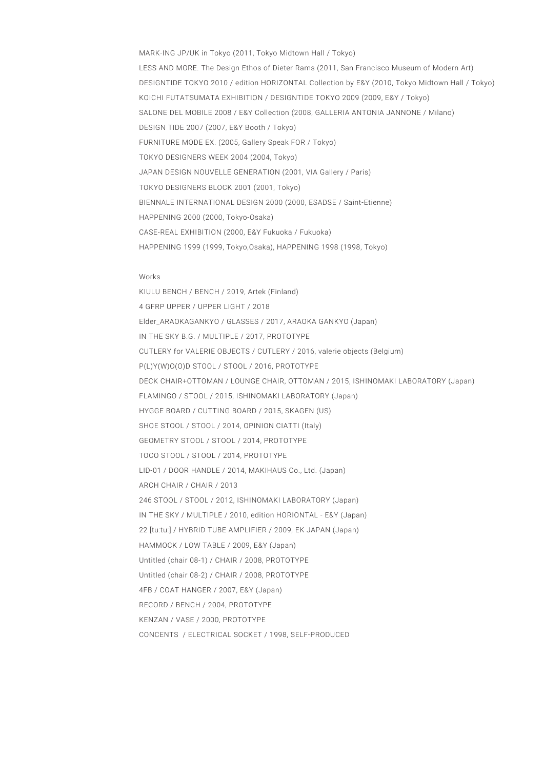MARK-ING JP/UK in Tokyo (2011, Tokyo Midtown Hall / Tokyo)

LESS AND MORE. The Design Ethos of Dieter Rams (2011, San Francisco Museum of Modern Art)

DESIGNTIDE TOKYO 2010 / edition HORIZONTAL Collection by E&Y (2010, Tokyo Midtown Hall / Tokyo)

KOICHI FUTATSUMATA EXHIBITION / DESIGNTIDE TOKYO 2009 (2009, E&Y / Tokyo)

SALONE DEL MOBILE 2008 / E&Y Collection (2008, GALLERIA ANTONIA JANNONE / Milano)

DESIGN TIDE 2007 (2007, E&Y Booth / Tokyo)

FURNITURE MODE EX. (2005, Gallery Speak FOR / Tokyo)

TOKYO DESIGNERS WEEK 2004 (2004, Tokyo)

JAPAN DESIGN NOUVELLE GENERATION (2001, VIA Gallery / Paris)

TOKYO DESIGNERS BLOCK 2001 (2001, Tokyo)

BIENNALE INTERNATIONAL DESIGN 2000 (2000, ESADSE / Saint-Etienne)

HAPPENING 2000 (2000, Tokyo-Osaka)

CASE-REAL EXHIBITION (2000, E&Y Fukuoka / Fukuoka)

HAPPENING 1999 (1999, Tokyo,Osaka), HAPPENING 1998 (1998, Tokyo)

Works

KIULU BENCH / BENCH / 2019, Artek (Finland)

4 GFRP UPPER / UPPER LIGHT / 2018

Elder_ARAOKAGANKYO / GLASSES / 2017, ARAOKA GANKYO (Japan)

IN THE SKY B.G. / MULTIPLE / 2017, PROTOTYPE

CUTLERY for VALERIE OBJECTS / CUTLERY / 2016, valerie objects (Belgium)

P(L)Y(W)O(O)D STOOL / STOOL / 2016, PROTOTYPE

DECK CHAIR+OTTOMAN / LOUNGE CHAIR, OTTOMAN / 2015, ISHINOMAKI LABORATORY (Japan)

FLAMINGO / STOOL / 2015, ISHINOMAKI LABORATORY (Japan)

HYGGE BOARD / CUTTING BOARD / 2015, SKAGEN (US)

SHOE STOOL / STOOL / 2014, OPINION CIATTI (Italy)

GEOMETRY STOOL / STOOL / 2014, PROTOTYPE

TOCO STOOL / STOOL / 2014, PROTOTYPE

LID-01 / DOOR HANDLE / 2014, MAKIHAUS Co., Ltd. (Japan)

ARCH CHAIR / CHAIR / 2013

246 STOOL / STOOL / 2012, ISHINOMAKI LABORATORY (Japan)

IN THE SKY / MULTIPLE / 2010, edition HORIONTAL - E&Y (Japan)

22 [tu:tu:] / HYBRID TUBE AMPLIFIER / 2009, EK JAPAN (Japan)

HAMMOCK / LOW TABLE / 2009, E&Y (Japan)

Untitled (chair 08-1) / CHAIR / 2008, PROTOTYPE

Untitled (chair 08-2) / CHAIR / 2008, PROTOTYPE

4FB / COAT HANGER / 2007, E&Y (Japan)

RECORD / BENCH / 2004, PROTOTYPE

KENZAN / VASE / 2000, PROTOTYPE

CONCENTS / ELECTRICAL SOCKET / 1998, SELF-PRODUCED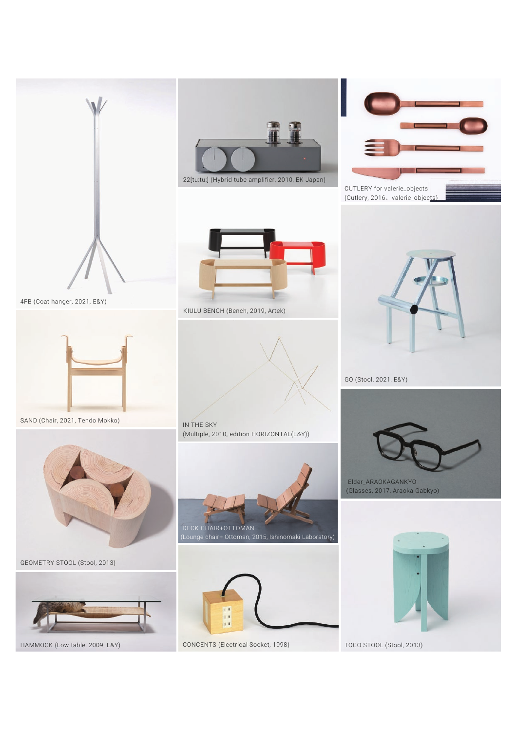4FB (Coat hanger, 2021, E&Y)

22[tu:tu:] (Hybrid tube amplifier, 2010, EK Japan)

CUTLERY for valerie_objects
(Cutlery, 2016、valerie_objects)

KIULU BENCH (Bench, 2019, Artek)

GO (Stool, 2021, E&Y)

SAND (Chair, 2021, Tendo Mokko)

IN THE SKY
(Multiple, 2010, edition HORIZONTAL(E&Y))

Elder_ARAOKAGANKYO
(Glasses, 2017, Araoka Gabkyo)

GEOMETRY STOOL (Stool, 2013)

DECK CHAIR+OTTOMAN
(Lounge chair+ Ottoman, 2015, Ishinomaki Laboratory)

HAMMOCK (Low table, 2009, E&Y)

CONCENTS (Electrical Socket, 1998)

TOCO STOOL (Stool, 2013)